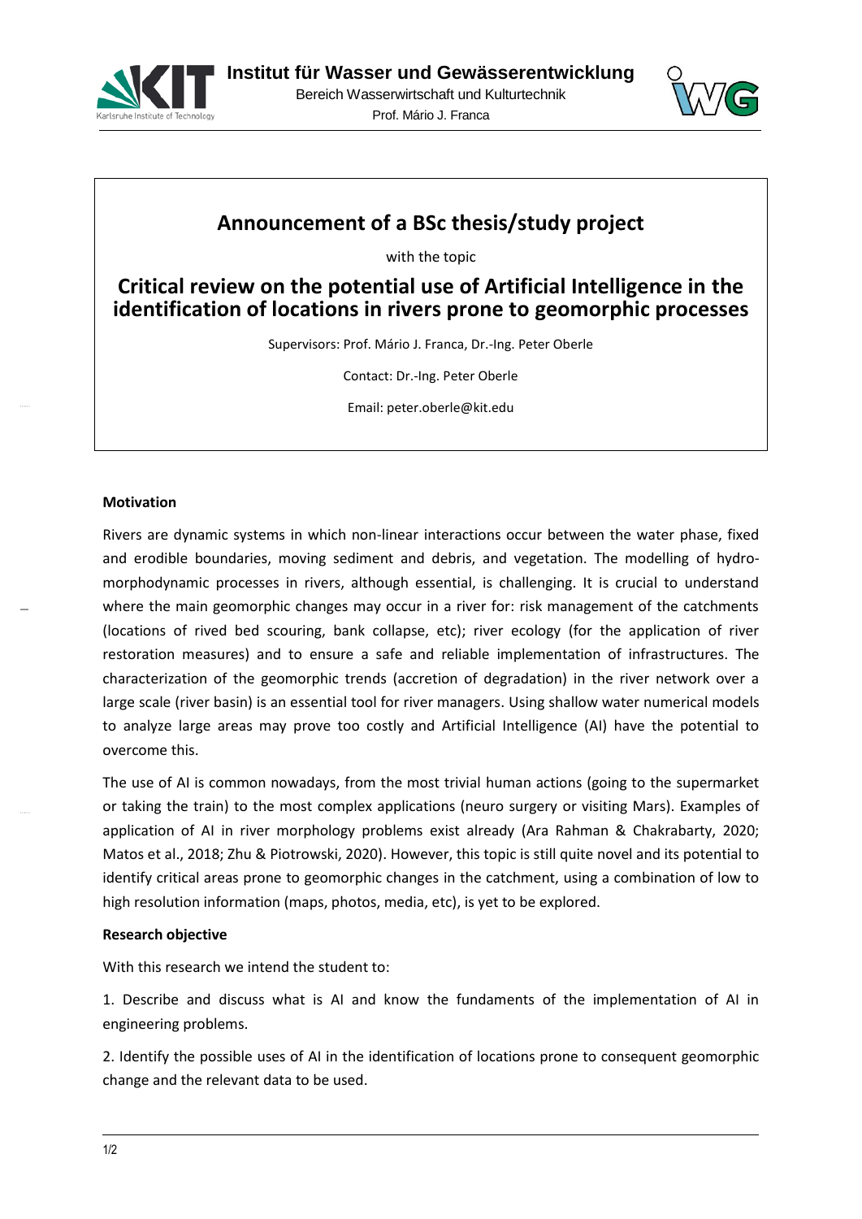**Institut für Wasser und Gewässerentwicklung**

Bereich Wasserwirtschaft und Kulturtechnik

Prof. Mário J. Franca

# Announcement of a BSc thesis/study project

with the topic

## Critical review on the potential use of Artificial Intelligence in the identification of locations in rivers prone to geomorphic processes

Supervisors: Prof. Mário J. Franca, Dr.-Ing. Peter Oberle

Contact: Dr.-Ing. Peter Oberle

Email: peter.oberle@kit.edu

**Motivation**

Rivers are dynamic systems in which non-linear interactions occur between the water phase, fixed and erodible boundaries, moving sediment and debris, and vegetation. The modelling of hydro-morphodynamic processes in rivers, although essential, is challenging. It is crucial to understand where the main geomorphic changes may occur in a river for: risk management of the catchments (locations of rived bed scouring, bank collapse, etc); river ecology (for the application of river restoration measures) and to ensure a safe and reliable implementation of infrastructures. The characterization of the geomorphic trends (accretion of degradation) in the river network over a large scale (river basin) is an essential tool for river managers. Using shallow water numerical models to analyze large areas may prove too costly and Artificial Intelligence (AI) have the potential to overcome this.

The use of AI is common nowadays, from the most trivial human actions (going to the supermarket or taking the train) to the most complex applications (neuro surgery or visiting Mars). Examples of application of AI in river morphology problems exist already (Ara Rahman & Chakrabarty, 2020; Matos et al., 2018; Zhu & Piotrowski, 2020). However, this topic is still quite novel and its potential to identify critical areas prone to geomorphic changes in the catchment, using a combination of low to high resolution information (maps, photos, media, etc), is yet to be explored.

**Research objective**

With this research we intend the student to:

1. Describe and discuss what is AI and know the fundaments of the implementation of AI in engineering problems.

2. Identify the possible uses of AI in the identification of locations prone to consequent geomorphic change and the relevant data to be used.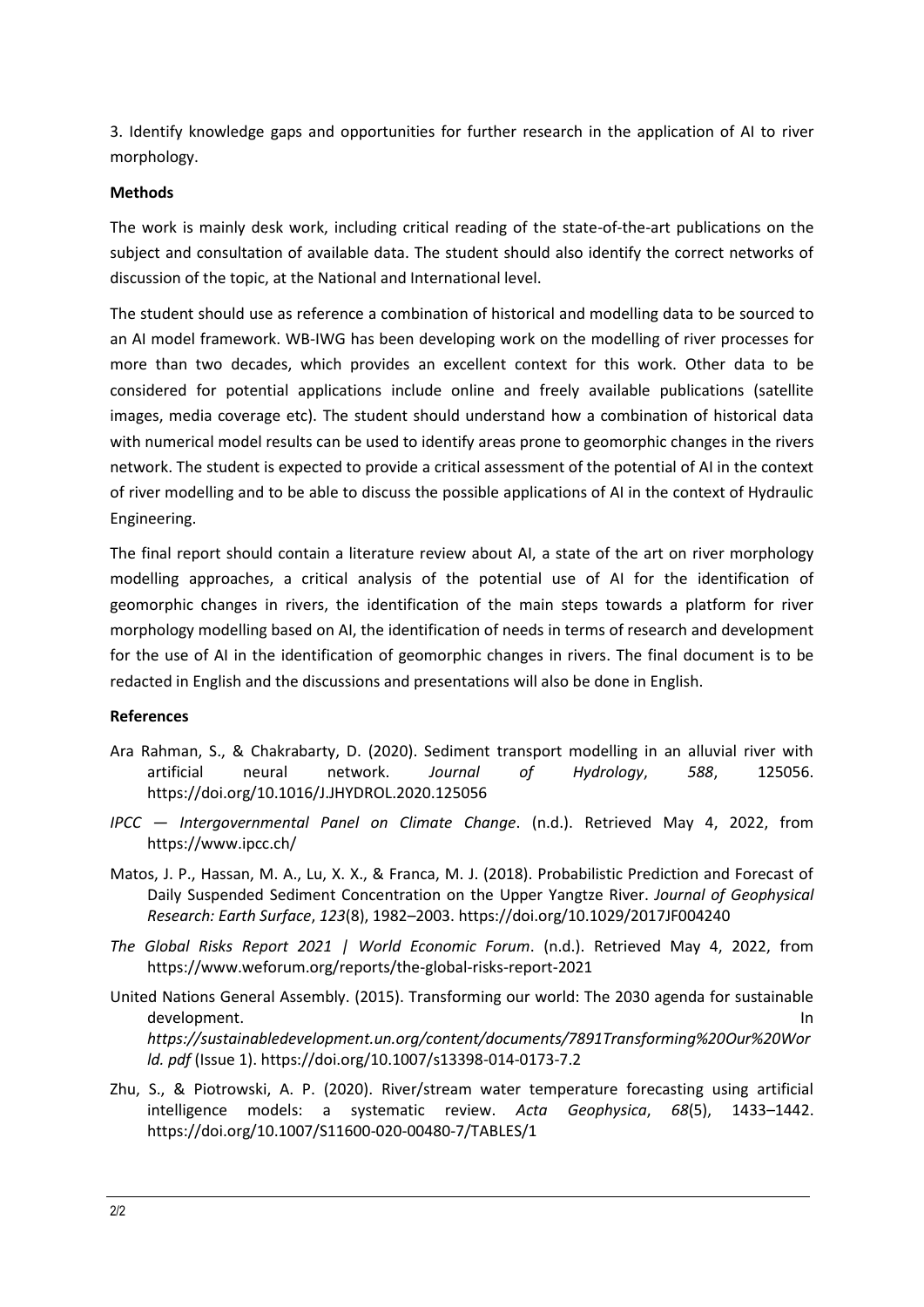3. Identify knowledge gaps and opportunities for further research in the application of AI to river morphology.

**Methods**

The work is mainly desk work, including critical reading of the state-of-the-art publications on the subject and consultation of available data. The student should also identify the correct networks of discussion of the topic, at the National and International level.

The student should use as reference a combination of historical and modelling data to be sourced to an AI model framework. WB-IWG has been developing work on the modelling of river processes for more than two decades, which provides an excellent context for this work. Other data to be considered for potential applications include online and freely available publications (satellite images, media coverage etc). The student should understand how a combination of historical data with numerical model results can be used to identify areas prone to geomorphic changes in the rivers network. The student is expected to provide a critical assessment of the potential of AI in the context of river modelling and to be able to discuss the possible applications of AI in the context of Hydraulic Engineering.

The final report should contain a literature review about AI, a state of the art on river morphology modelling approaches, a critical analysis of the potential use of AI for the identification of geomorphic changes in rivers, the identification of the main steps towards a platform for river morphology modelling based on AI, the identification of needs in terms of research and development for the use of AI in the identification of geomorphic changes in rivers. The final document is to be redacted in English and the discussions and presentations will also be done in English.

**References**

Ara Rahman, S., & Chakrabarty, D. (2020). Sediment transport modelling in an alluvial river with artificial neural network. *Journal of Hydrology*, *588*, 125056. https://doi.org/10.1016/J.JHYDROL.2020.125056

*IPCC — Intergovernmental Panel on Climate Change*. (n.d.). Retrieved May 4, 2022, from https://www.ipcc.ch/

Matos, J. P., Hassan, M. A., Lu, X. X., & Franca, M. J. (2018). Probabilistic Prediction and Forecast of Daily Suspended Sediment Concentration on the Upper Yangtze River. *Journal of Geophysical Research: Earth Surface*, *123*(8), 1982–2003. https://doi.org/10.1029/2017JF004240

*The Global Risks Report 2021 | World Economic Forum*. (n.d.). Retrieved May 4, 2022, from https://www.weforum.org/reports/the-global-risks-report-2021

United Nations General Assembly. (2015). Transforming our world: The 2030 agenda for sustainable development. In *https://sustainabledevelopment.un.org/content/documents/7891Transforming%20Our%20World. pdf* (Issue 1). https://doi.org/10.1007/s13398-014-0173-7.2

Zhu, S., & Piotrowski, A. P. (2020). River/stream water temperature forecasting using artificial intelligence models: a systematic review. *Acta Geophysica*, *68*(5), 1433–1442. https://doi.org/10.1007/S11600-020-00480-7/TABLES/1